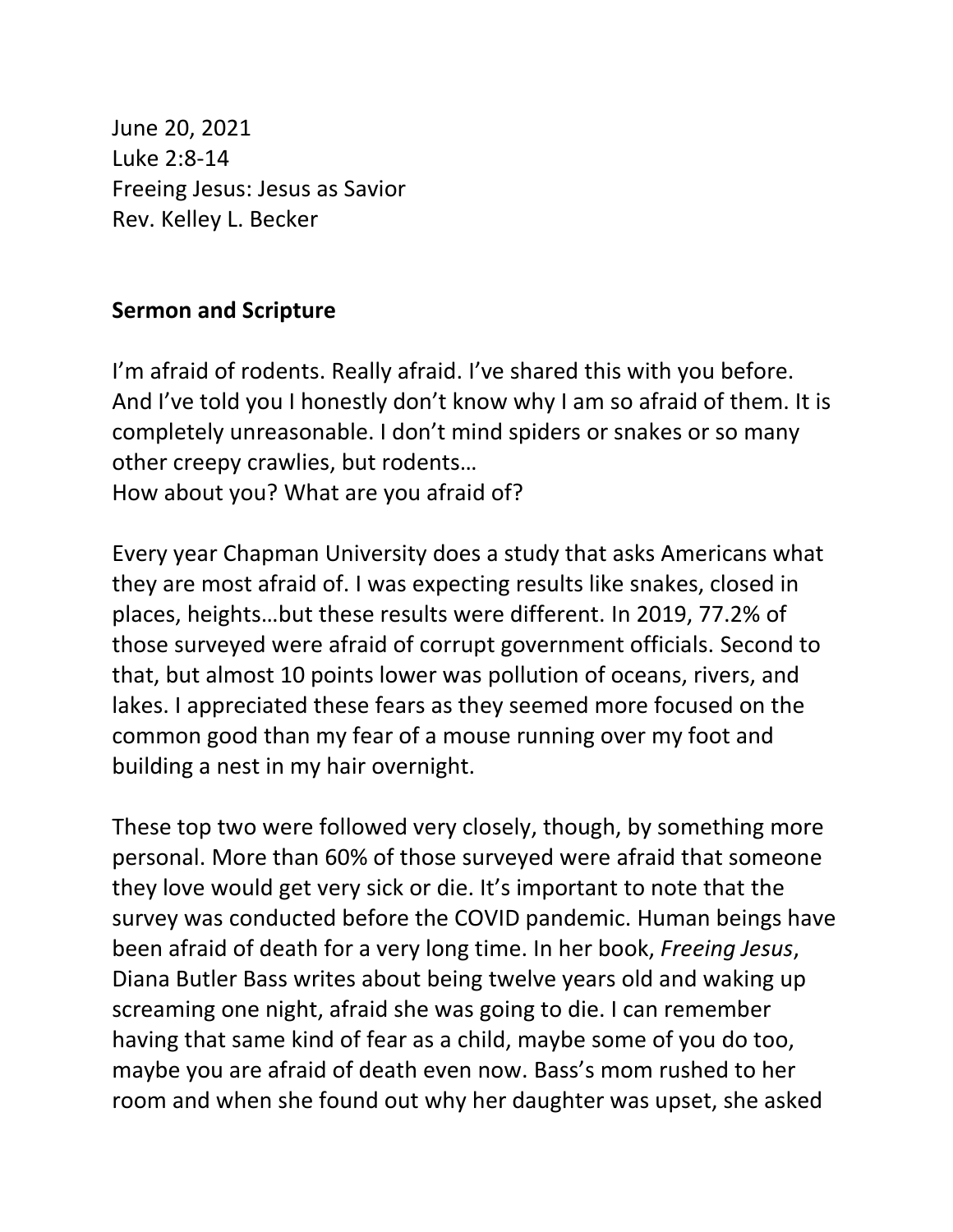June 20, 2021
Luke 2:8-14
Freeing Jesus: Jesus as Savior
Rev. Kelley L. Becker

## Sermon and Scripture

I'm afraid of rodents. Really afraid. I've shared this with you before. And I've told you I honestly don't know why I am so afraid of them. It is completely unreasonable. I don't mind spiders or snakes or so many other creepy crawlies, but rodents…
How about you? What are you afraid of?

Every year Chapman University does a study that asks Americans what they are most afraid of. I was expecting results like snakes, closed in places, heights…but these results were different. In 2019, 77.2% of those surveyed were afraid of corrupt government officials. Second to that, but almost 10 points lower was pollution of oceans, rivers, and lakes. I appreciated these fears as they seemed more focused on the common good than my fear of a mouse running over my foot and building a nest in my hair overnight.

These top two were followed very closely, though, by something more personal. More than 60% of those surveyed were afraid that someone they love would get very sick or die. It's important to note that the survey was conducted before the COVID pandemic. Human beings have been afraid of death for a very long time. In her book, *Freeing Jesus*, Diana Butler Bass writes about being twelve years old and waking up screaming one night, afraid she was going to die. I can remember having that same kind of fear as a child, maybe some of you do too, maybe you are afraid of death even now. Bass's mom rushed to her room and when she found out why her daughter was upset, she asked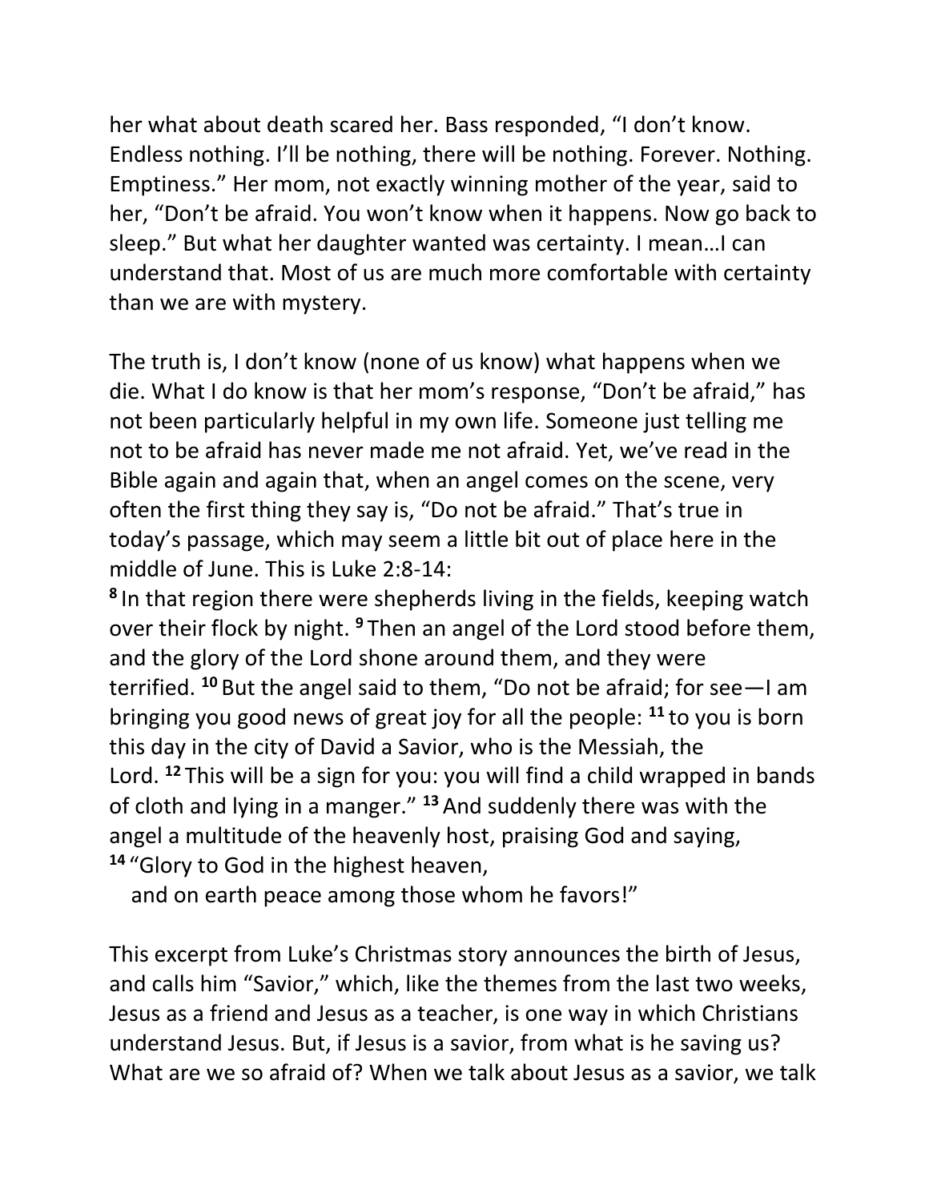her what about death scared her. Bass responded, “I don’t know. Endless nothing. I’ll be nothing, there will be nothing. Forever. Nothing. Emptiness.” Her mom, not exactly winning mother of the year, said to her, “Don’t be afraid. You won’t know when it happens. Now go back to sleep.” But what her daughter wanted was certainty. I mean…I can understand that. Most of us are much more comfortable with certainty than we are with mystery.

The truth is, I don’t know (none of us know) what happens when we die. What I do know is that her mom’s response, “Don’t be afraid,” has not been particularly helpful in my own life. Someone just telling me not to be afraid has never made me not afraid. Yet, we’ve read in the Bible again and again that, when an angel comes on the scene, very often the first thing they say is, “Do not be afraid.” That’s true in today’s passage, which may seem a little bit out of place here in the middle of June. This is Luke 2:8-14:

**8** In that region there were shepherds living in the fields, keeping watch over their flock by night. **9** Then an angel of the Lord stood before them, and the glory of the Lord shone around them, and they were terrified. **10** But the angel said to them, “Do not be afraid; for see—I am bringing you good news of great joy for all the people: **11** to you is born this day in the city of David a Savior, who is the Messiah, the Lord. **12** This will be a sign for you: you will find a child wrapped in bands of cloth and lying in a manger.” **13** And suddenly there was with the angel a multitude of the heavenly host, praising God and saying,
**14** “Glory to God in the highest heaven,
and on earth peace among those whom he favors!”

This excerpt from Luke’s Christmas story announces the birth of Jesus, and calls him “Savior,” which, like the themes from the last two weeks, Jesus as a friend and Jesus as a teacher, is one way in which Christians understand Jesus. But, if Jesus is a savior, from what is he saving us? What are we so afraid of? When we talk about Jesus as a savior, we talk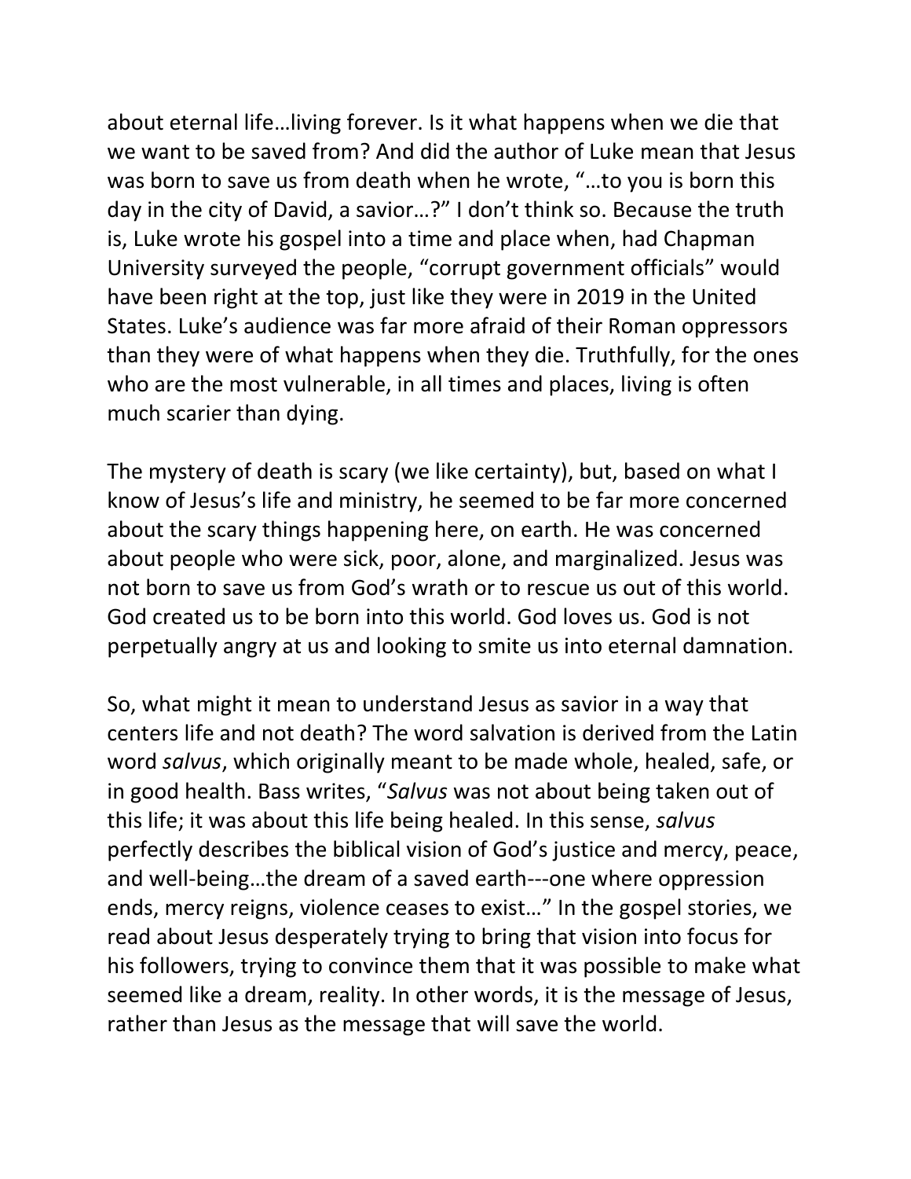about eternal life…living forever. Is it what happens when we die that we want to be saved from? And did the author of Luke mean that Jesus was born to save us from death when he wrote, "…to you is born this day in the city of David, a savior…?" I don't think so. Because the truth is, Luke wrote his gospel into a time and place when, had Chapman University surveyed the people, "corrupt government officials" would have been right at the top, just like they were in 2019 in the United States. Luke's audience was far more afraid of their Roman oppressors than they were of what happens when they die. Truthfully, for the ones who are the most vulnerable, in all times and places, living is often much scarier than dying.

The mystery of death is scary (we like certainty), but, based on what I know of Jesus's life and ministry, he seemed to be far more concerned about the scary things happening here, on earth. He was concerned about people who were sick, poor, alone, and marginalized. Jesus was not born to save us from God's wrath or to rescue us out of this world. God created us to be born into this world. God loves us. God is not perpetually angry at us and looking to smite us into eternal damnation.

So, what might it mean to understand Jesus as savior in a way that centers life and not death? The word salvation is derived from the Latin word *salvus*, which originally meant to be made whole, healed, safe, or in good health. Bass writes, "*Salvus* was not about being taken out of this life; it was about this life being healed. In this sense, *salvus* perfectly describes the biblical vision of God's justice and mercy, peace, and well-being…the dream of a saved earth---one where oppression ends, mercy reigns, violence ceases to exist…" In the gospel stories, we read about Jesus desperately trying to bring that vision into focus for his followers, trying to convince them that it was possible to make what seemed like a dream, reality. In other words, it is the message of Jesus, rather than Jesus as the message that will save the world.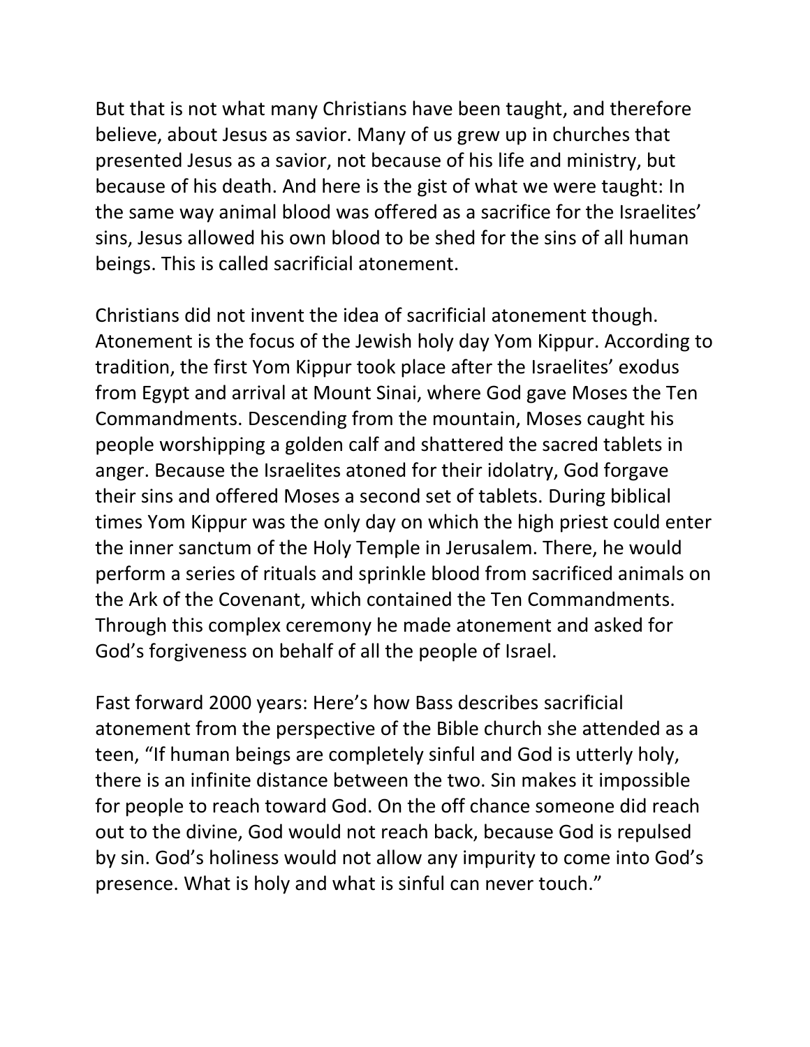But that is not what many Christians have been taught, and therefore believe, about Jesus as savior. Many of us grew up in churches that presented Jesus as a savior, not because of his life and ministry, but because of his death. And here is the gist of what we were taught: In the same way animal blood was offered as a sacrifice for the Israelites' sins, Jesus allowed his own blood to be shed for the sins of all human beings. This is called sacrificial atonement.

Christians did not invent the idea of sacrificial atonement though. Atonement is the focus of the Jewish holy day Yom Kippur. According to tradition, the first Yom Kippur took place after the Israelites' exodus from Egypt and arrival at Mount Sinai, where God gave Moses the Ten Commandments. Descending from the mountain, Moses caught his people worshipping a golden calf and shattered the sacred tablets in anger. Because the Israelites atoned for their idolatry, God forgave their sins and offered Moses a second set of tablets. During biblical times Yom Kippur was the only day on which the high priest could enter the inner sanctum of the Holy Temple in Jerusalem. There, he would perform a series of rituals and sprinkle blood from sacrificed animals on the Ark of the Covenant, which contained the Ten Commandments. Through this complex ceremony he made atonement and asked for God's forgiveness on behalf of all the people of Israel.

Fast forward 2000 years: Here's how Bass describes sacrificial atonement from the perspective of the Bible church she attended as a teen, "If human beings are completely sinful and God is utterly holy, there is an infinite distance between the two. Sin makes it impossible for people to reach toward God. On the off chance someone did reach out to the divine, God would not reach back, because God is repulsed by sin. God's holiness would not allow any impurity to come into God's presence. What is holy and what is sinful can never touch."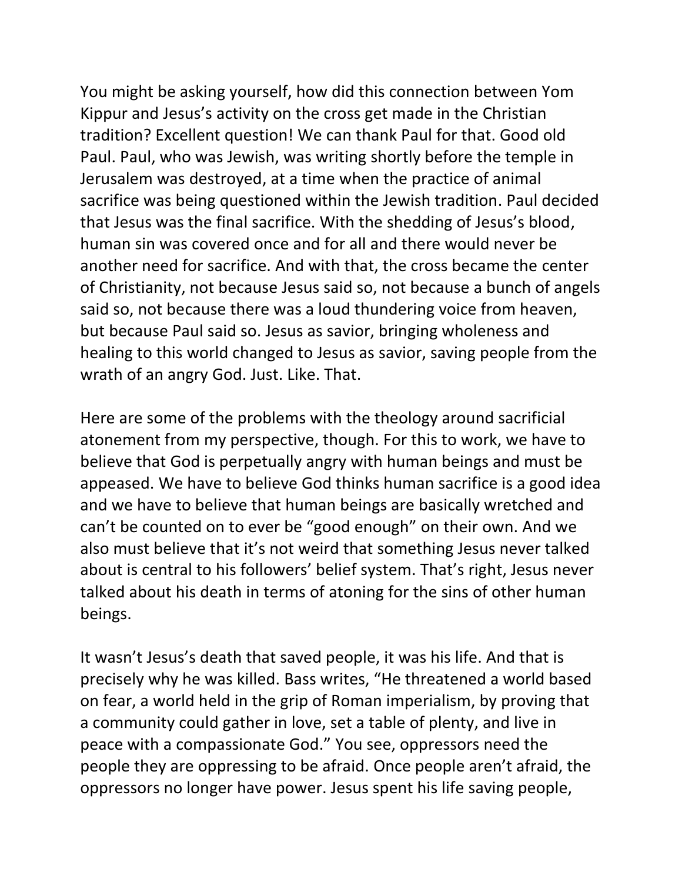You might be asking yourself, how did this connection between Yom Kippur and Jesus's activity on the cross get made in the Christian tradition? Excellent question! We can thank Paul for that. Good old Paul. Paul, who was Jewish, was writing shortly before the temple in Jerusalem was destroyed, at a time when the practice of animal sacrifice was being questioned within the Jewish tradition. Paul decided that Jesus was the final sacrifice. With the shedding of Jesus's blood, human sin was covered once and for all and there would never be another need for sacrifice. And with that, the cross became the center of Christianity, not because Jesus said so, not because a bunch of angels said so, not because there was a loud thundering voice from heaven, but because Paul said so. Jesus as savior, bringing wholeness and healing to this world changed to Jesus as savior, saving people from the wrath of an angry God. Just. Like. That.

Here are some of the problems with the theology around sacrificial atonement from my perspective, though. For this to work, we have to believe that God is perpetually angry with human beings and must be appeased. We have to believe God thinks human sacrifice is a good idea and we have to believe that human beings are basically wretched and can't be counted on to ever be "good enough" on their own. And we also must believe that it's not weird that something Jesus never talked about is central to his followers' belief system. That's right, Jesus never talked about his death in terms of atoning for the sins of other human beings.

It wasn't Jesus's death that saved people, it was his life. And that is precisely why he was killed. Bass writes, "He threatened a world based on fear, a world held in the grip of Roman imperialism, by proving that a community could gather in love, set a table of plenty, and live in peace with a compassionate God." You see, oppressors need the people they are oppressing to be afraid. Once people aren't afraid, the oppressors no longer have power. Jesus spent his life saving people,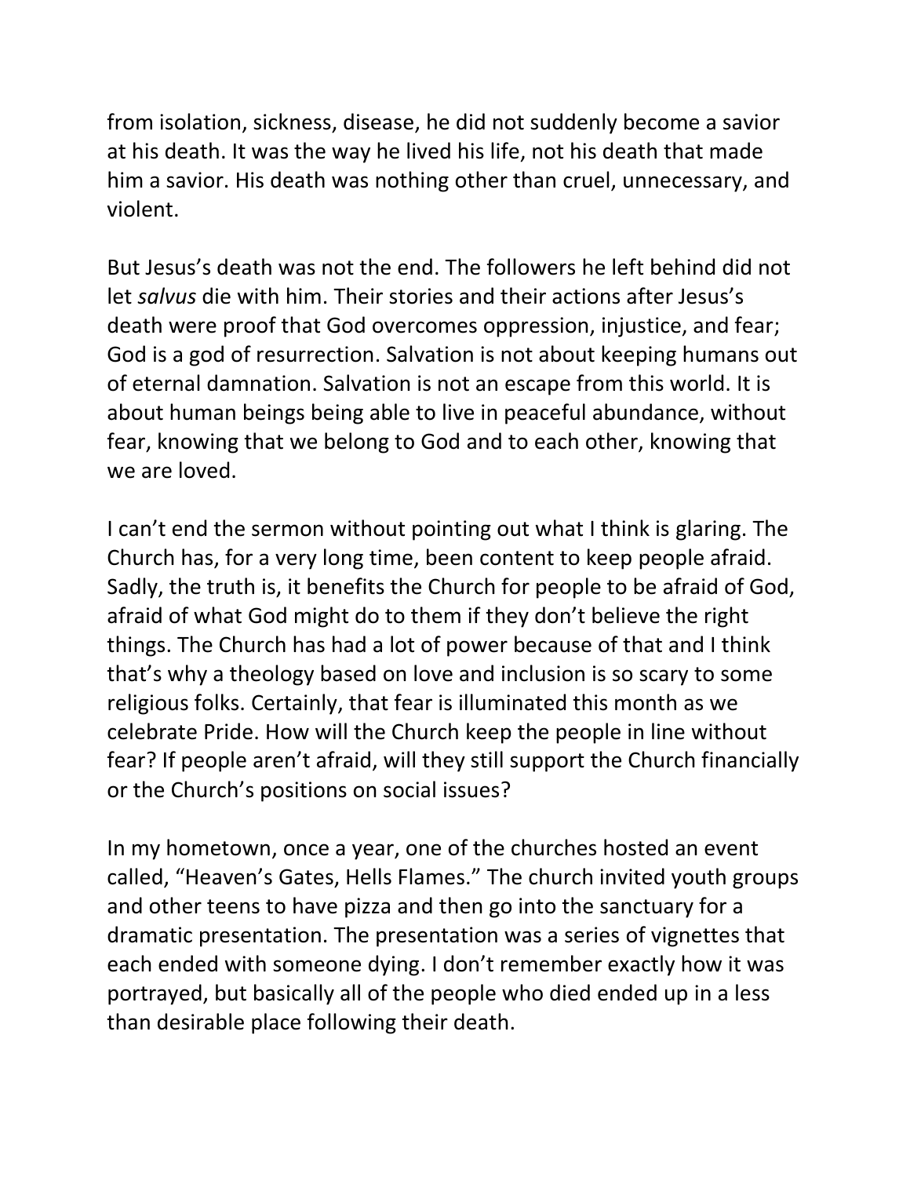from isolation, sickness, disease, he did not suddenly become a savior at his death. It was the way he lived his life, not his death that made him a savior. His death was nothing other than cruel, unnecessary, and violent.

But Jesus's death was not the end. The followers he left behind did not let *salvus* die with him. Their stories and their actions after Jesus's death were proof that God overcomes oppression, injustice, and fear; God is a god of resurrection. Salvation is not about keeping humans out of eternal damnation. Salvation is not an escape from this world. It is about human beings being able to live in peaceful abundance, without fear, knowing that we belong to God and to each other, knowing that we are loved.

I can't end the sermon without pointing out what I think is glaring. The Church has, for a very long time, been content to keep people afraid. Sadly, the truth is, it benefits the Church for people to be afraid of God, afraid of what God might do to them if they don't believe the right things. The Church has had a lot of power because of that and I think that's why a theology based on love and inclusion is so scary to some religious folks. Certainly, that fear is illuminated this month as we celebrate Pride. How will the Church keep the people in line without fear? If people aren't afraid, will they still support the Church financially or the Church's positions on social issues?

In my hometown, once a year, one of the churches hosted an event called, "Heaven's Gates, Hells Flames." The church invited youth groups and other teens to have pizza and then go into the sanctuary for a dramatic presentation. The presentation was a series of vignettes that each ended with someone dying. I don't remember exactly how it was portrayed, but basically all of the people who died ended up in a less than desirable place following their death.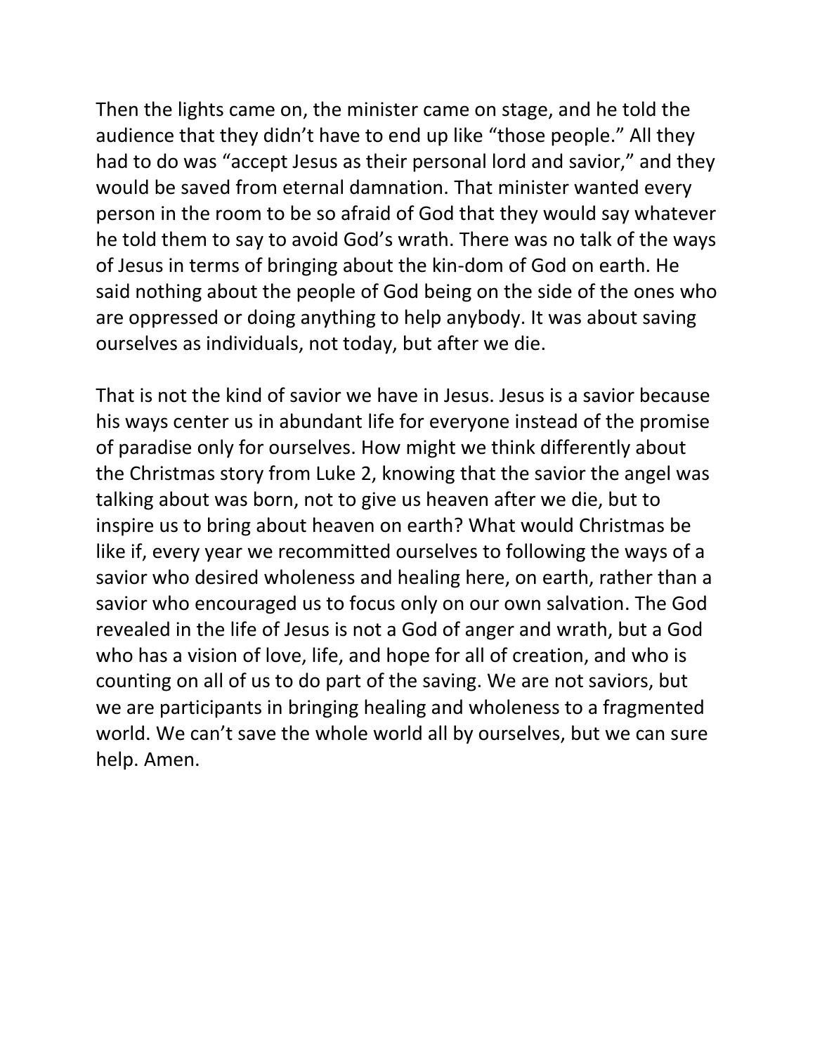Then the lights came on, the minister came on stage, and he told the audience that they didn't have to end up like "those people." All they had to do was "accept Jesus as their personal lord and savior," and they would be saved from eternal damnation. That minister wanted every person in the room to be so afraid of God that they would say whatever he told them to say to avoid God's wrath. There was no talk of the ways of Jesus in terms of bringing about the kin-dom of God on earth. He said nothing about the people of God being on the side of the ones who are oppressed or doing anything to help anybody. It was about saving ourselves as individuals, not today, but after we die.

That is not the kind of savior we have in Jesus. Jesus is a savior because his ways center us in abundant life for everyone instead of the promise of paradise only for ourselves. How might we think differently about the Christmas story from Luke 2, knowing that the savior the angel was talking about was born, not to give us heaven after we die, but to inspire us to bring about heaven on earth? What would Christmas be like if, every year we recommitted ourselves to following the ways of a savior who desired wholeness and healing here, on earth, rather than a savior who encouraged us to focus only on our own salvation. The God revealed in the life of Jesus is not a God of anger and wrath, but a God who has a vision of love, life, and hope for all of creation, and who is counting on all of us to do part of the saving. We are not saviors, but we are participants in bringing healing and wholeness to a fragmented world. We can't save the whole world all by ourselves, but we can sure help. Amen.